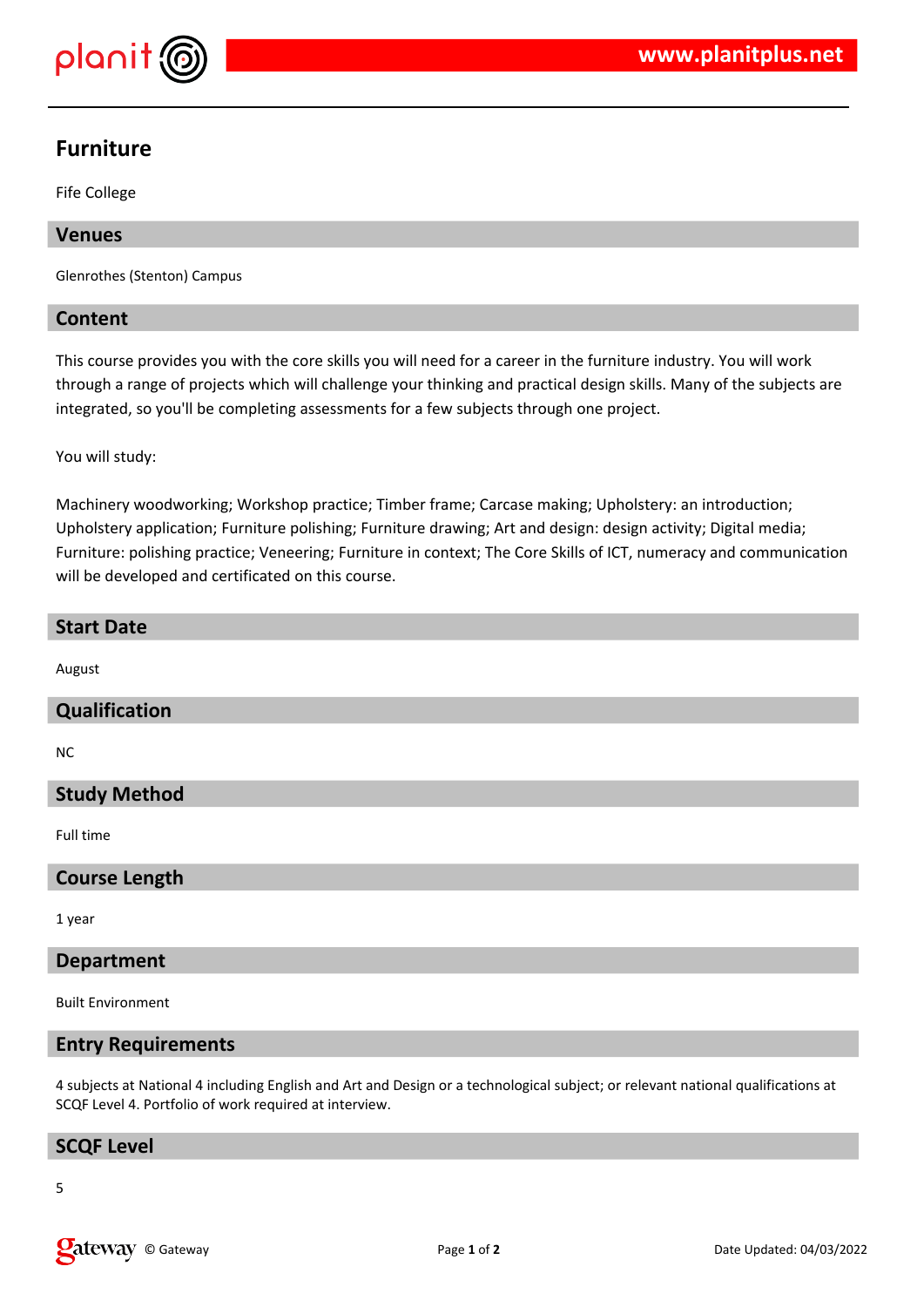# Furniture

Fife College

## Venues

Glenrothes (Stenton) Campus

## Content

This course provides you with the core skills you will need for a career in the furniture industry. You will work through a range of projects which will challenge your thinking and practical design skills. Many of the subjects are integrated, so you'll be completing assessments for a few subjects through one project.

You will study:

Machinery woodworking; Workshop practice; Timber frame; Carcase making; Upholstery: an introduction; Upholstery application; Furniture polishing; Furniture drawing; Art and design: design activity; Digital media; Furniture: polishing practice; Veneering; Furniture in context; The Core Skills of ICT, numeracy and communication will be developed and certificated on this course.

## Start Date

August

## Qualification

NC

## Study Method

Full time

## Course Length

1 year

## Department

Built Environment

## Entry Requirements

4 subjects at National 4 including English and Art and Design or a technological subject; or relevant national qualifications at SCQF Level 4. Portfolio of work required at interview.

## SCQF Level

5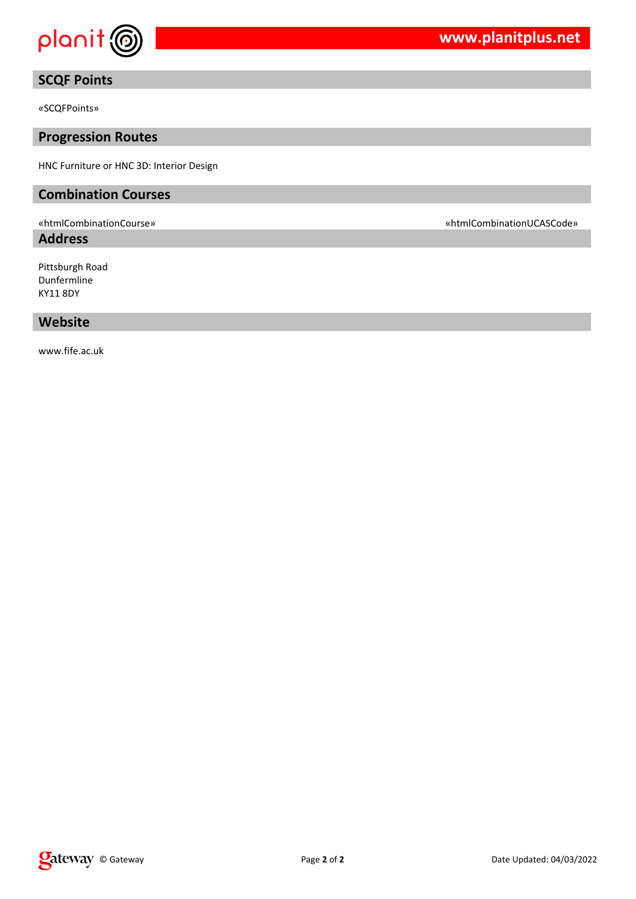## SCQF Points

«SCQFPoints»

## Progression Routes

HNC Furniture or HNC 3D: Interior Design

## Combination Courses

«htmlCombinationCourse» «htmlCombinationUCASCode»

## Address

Pittsburgh Road
Dunfermline
KY11 8DY

## Website

www.fife.ac.uk